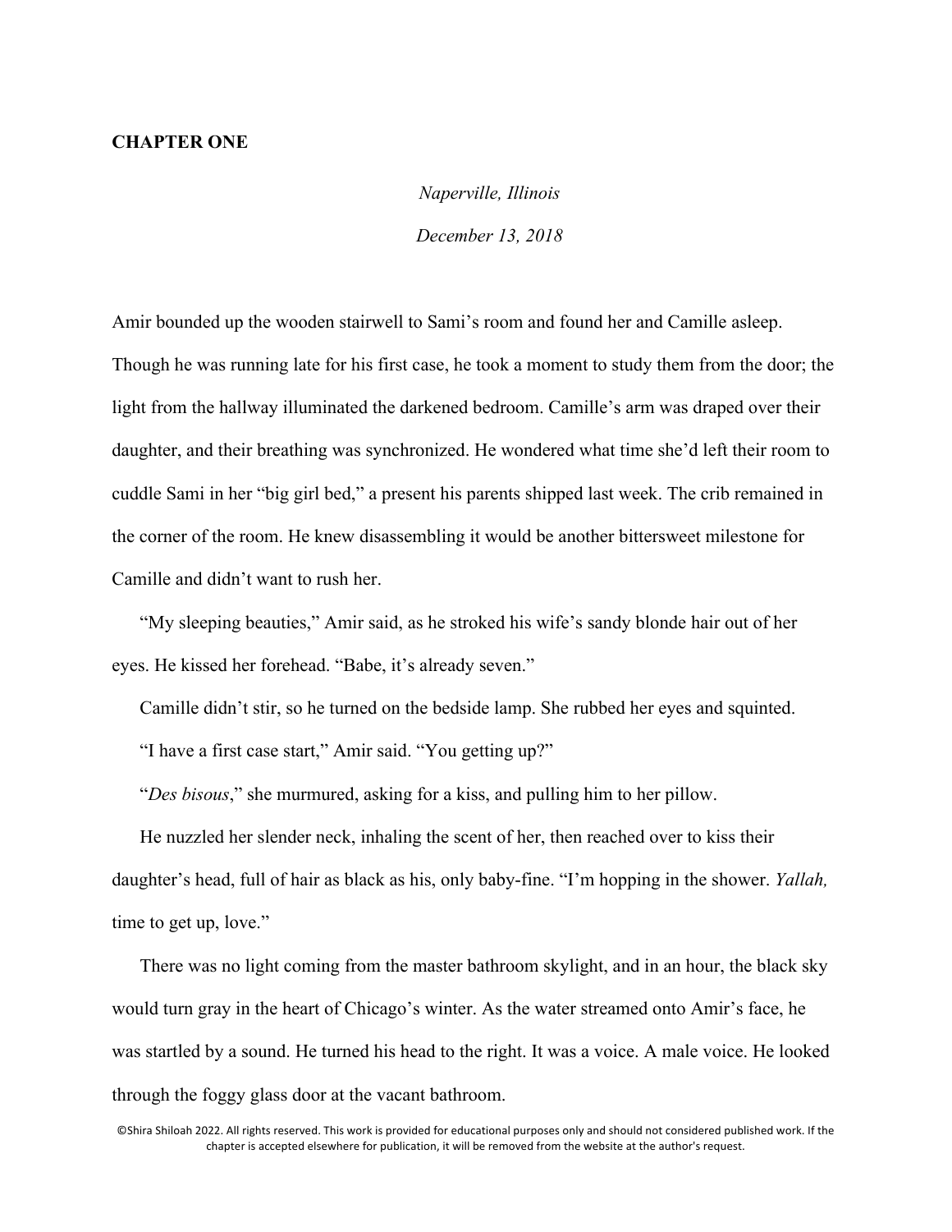**CHAPTER ONE**

*Naperville, Illinois*

*December 13, 2018*

Amir bounded up the wooden stairwell to Sami's room and found her and Camille asleep. Though he was running late for his first case, he took a moment to study them from the door; the light from the hallway illuminated the darkened bedroom. Camille's arm was draped over their daughter, and their breathing was synchronized. He wondered what time she'd left their room to cuddle Sami in her "big girl bed," a present his parents shipped last week. The crib remained in the corner of the room. He knew disassembling it would be another bittersweet milestone for Camille and didn't want to rush her.

"My sleeping beauties," Amir said, as he stroked his wife's sandy blonde hair out of her eyes. He kissed her forehead. "Babe, it's already seven."

Camille didn't stir, so he turned on the bedside lamp. She rubbed her eyes and squinted.

"I have a first case start," Amir said. "You getting up?"

"*Des bisous*," she murmured, asking for a kiss, and pulling him to her pillow.

He nuzzled her slender neck, inhaling the scent of her, then reached over to kiss their daughter's head, full of hair as black as his, only baby-fine. "I'm hopping in the shower. *Yallah,* time to get up, love."

There was no light coming from the master bathroom skylight, and in an hour, the black sky would turn gray in the heart of Chicago's winter. As the water streamed onto Amir's face, he was startled by a sound. He turned his head to the right. It was a voice. A male voice. He looked through the foggy glass door at the vacant bathroom.

©Shira Shiloah 2022. All rights reserved. This work is provided for educational purposes only and should not considered published work. If the chapter is accepted elsewhere for publication, it will be removed from the website at the author's request.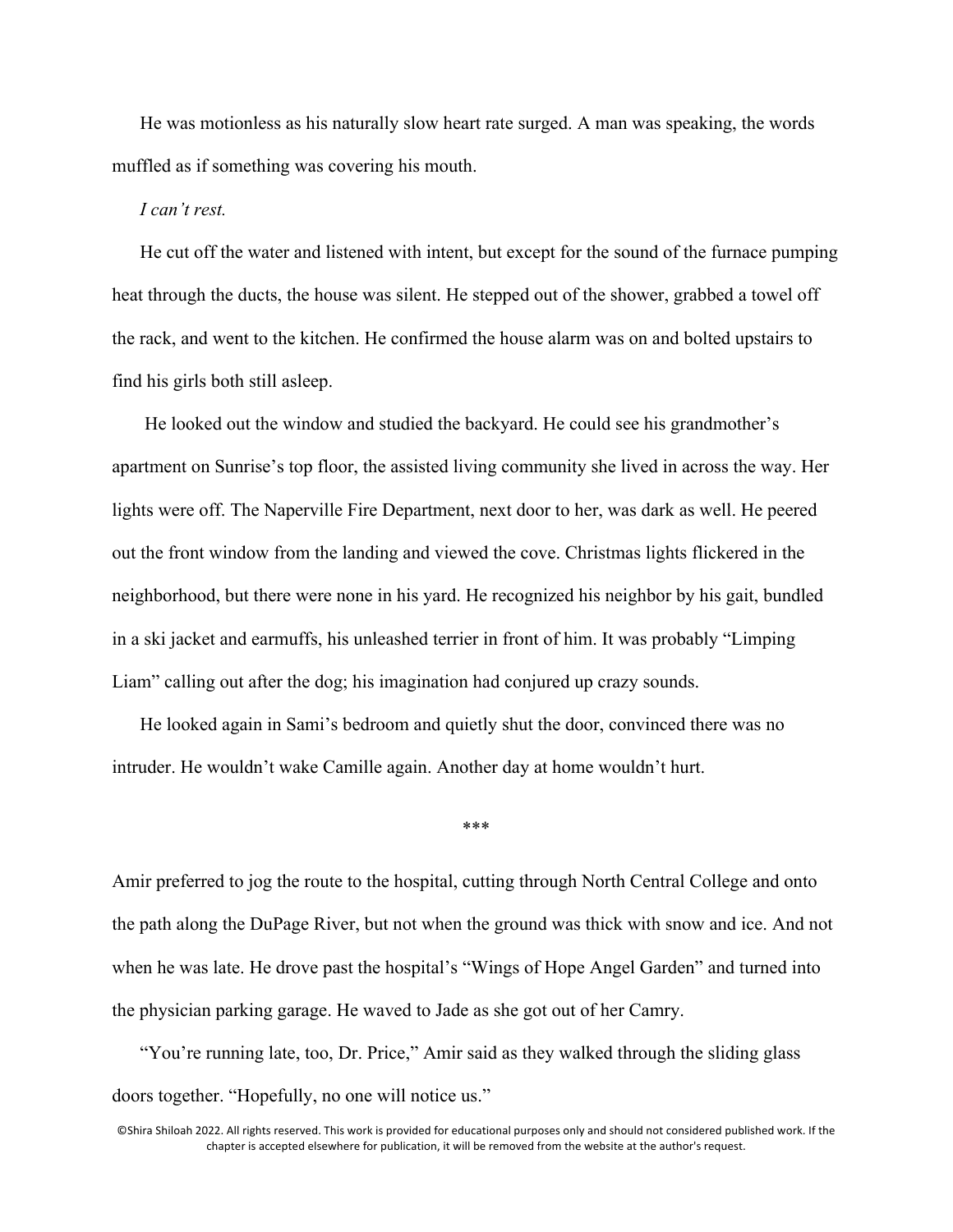He was motionless as his naturally slow heart rate surged. A man was speaking, the words muffled as if something was covering his mouth.

*I can't rest.*

He cut off the water and listened with intent, but except for the sound of the furnace pumping heat through the ducts, the house was silent. He stepped out of the shower, grabbed a towel off the rack, and went to the kitchen. He confirmed the house alarm was on and bolted upstairs to find his girls both still asleep.

He looked out the window and studied the backyard. He could see his grandmother's apartment on Sunrise's top floor, the assisted living community she lived in across the way. Her lights were off. The Naperville Fire Department, next door to her, was dark as well. He peered out the front window from the landing and viewed the cove. Christmas lights flickered in the neighborhood, but there were none in his yard. He recognized his neighbor by his gait, bundled in a ski jacket and earmuffs, his unleashed terrier in front of him. It was probably "Limping Liam" calling out after the dog; his imagination had conjured up crazy sounds.

He looked again in Sami's bedroom and quietly shut the door, convinced there was no intruder. He wouldn't wake Camille again. Another day at home wouldn't hurt.

***

Amir preferred to jog the route to the hospital, cutting through North Central College and onto the path along the DuPage River, but not when the ground was thick with snow and ice. And not when he was late. He drove past the hospital's "Wings of Hope Angel Garden" and turned into the physician parking garage. He waved to Jade as she got out of her Camry.

"You're running late, too, Dr. Price," Amir said as they walked through the sliding glass doors together. "Hopefully, no one will notice us."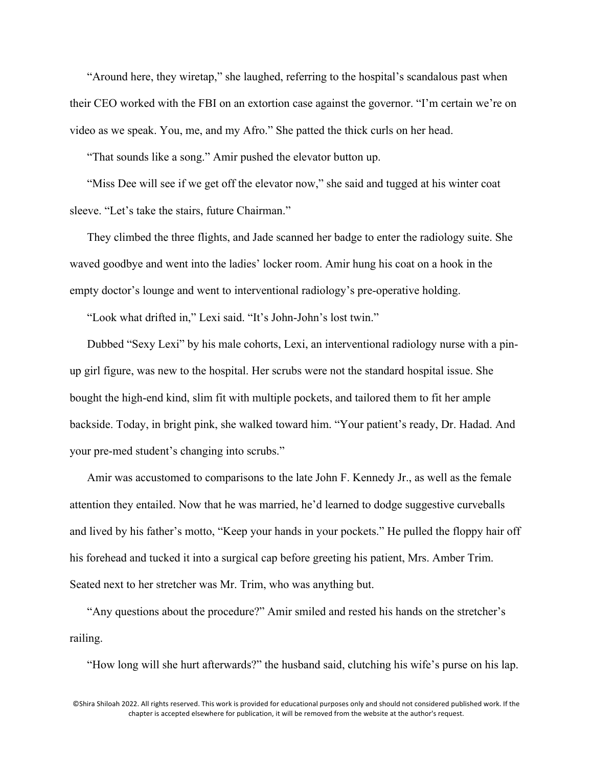"Around here, they wiretap," she laughed, referring to the hospital's scandalous past when their CEO worked with the FBI on an extortion case against the governor. "I'm certain we're on video as we speak. You, me, and my Afro." She patted the thick curls on her head.

"That sounds like a song." Amir pushed the elevator button up.

"Miss Dee will see if we get off the elevator now," she said and tugged at his winter coat sleeve. "Let's take the stairs, future Chairman."

They climbed the three flights, and Jade scanned her badge to enter the radiology suite. She waved goodbye and went into the ladies' locker room. Amir hung his coat on a hook in the empty doctor's lounge and went to interventional radiology's pre-operative holding.

"Look what drifted in," Lexi said. "It's John-John's lost twin."

Dubbed "Sexy Lexi" by his male cohorts, Lexi, an interventional radiology nurse with a pin-up girl figure, was new to the hospital. Her scrubs were not the standard hospital issue. She bought the high-end kind, slim fit with multiple pockets, and tailored them to fit her ample backside. Today, in bright pink, she walked toward him. "Your patient's ready, Dr. Hadad. And your pre-med student's changing into scrubs."

Amir was accustomed to comparisons to the late John F. Kennedy Jr., as well as the female attention they entailed. Now that he was married, he'd learned to dodge suggestive curveballs and lived by his father's motto, "Keep your hands in your pockets." He pulled the floppy hair off his forehead and tucked it into a surgical cap before greeting his patient, Mrs. Amber Trim. Seated next to her stretcher was Mr. Trim, who was anything but.

"Any questions about the procedure?" Amir smiled and rested his hands on the stretcher's railing.

"How long will she hurt afterwards?" the husband said, clutching his wife's purse on his lap.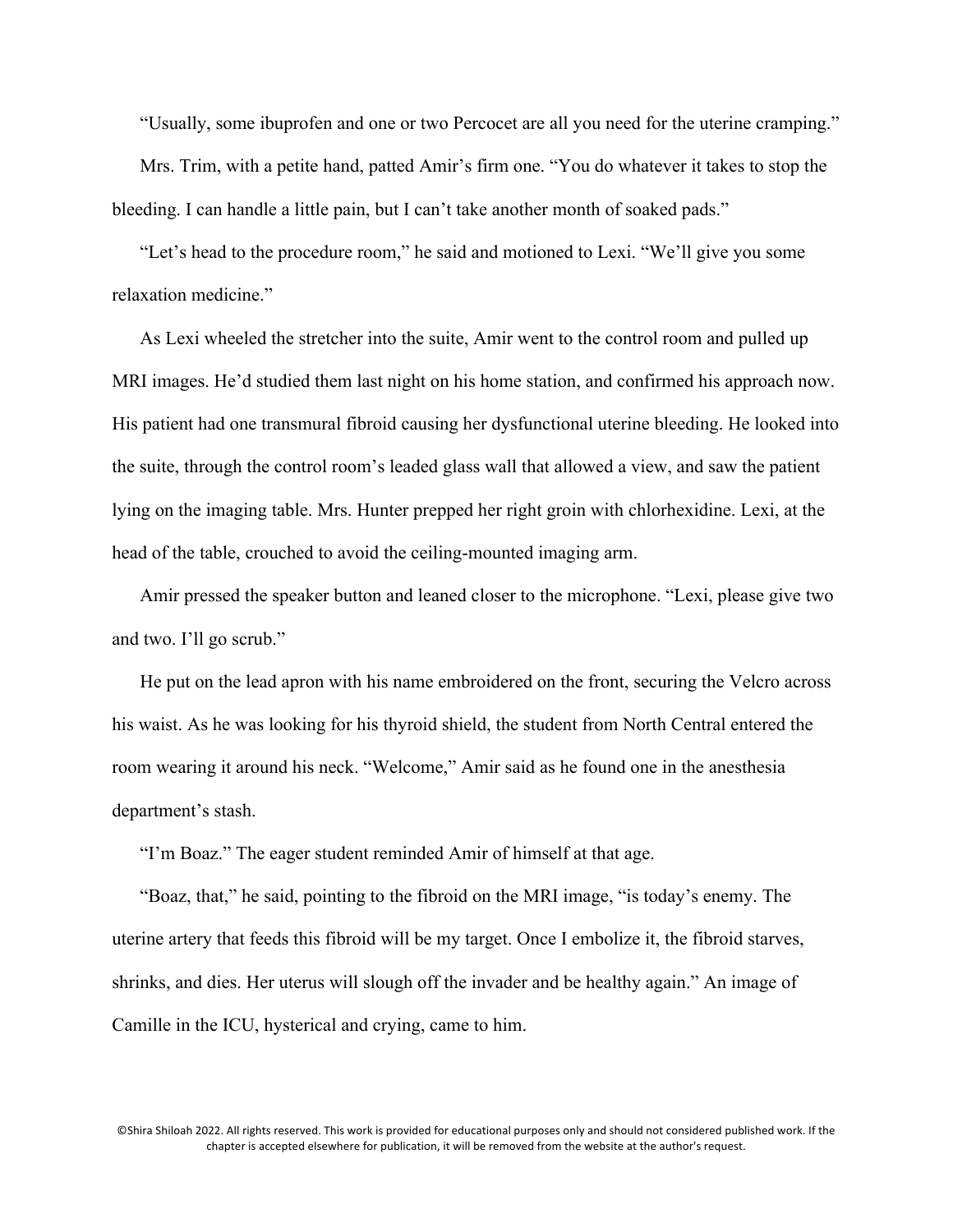“Usually, some ibuprofen and one or two Percocet are all you need for the uterine cramping.”

Mrs. Trim, with a petite hand, patted Amir’s firm one. “You do whatever it takes to stop the bleeding. I can handle a little pain, but I can’t take another month of soaked pads.”

“Let’s head to the procedure room,” he said and motioned to Lexi. “We’ll give you some relaxation medicine.”

As Lexi wheeled the stretcher into the suite, Amir went to the control room and pulled up MRI images. He’d studied them last night on his home station, and confirmed his approach now. His patient had one transmural fibroid causing her dysfunctional uterine bleeding. He looked into the suite, through the control room’s leaded glass wall that allowed a view, and saw the patient lying on the imaging table. Mrs. Hunter prepped her right groin with chlorhexidine. Lexi, at the head of the table, crouched to avoid the ceiling-mounted imaging arm.

Amir pressed the speaker button and leaned closer to the microphone. “Lexi, please give two and two. I’ll go scrub.”

He put on the lead apron with his name embroidered on the front, securing the Velcro across his waist. As he was looking for his thyroid shield, the student from North Central entered the room wearing it around his neck. “Welcome,” Amir said as he found one in the anesthesia department’s stash.

“I’m Boaz.” The eager student reminded Amir of himself at that age.

“Boaz, that,” he said, pointing to the fibroid on the MRI image, “is today’s enemy. The uterine artery that feeds this fibroid will be my target. Once I embolize it, the fibroid starves, shrinks, and dies. Her uterus will slough off the invader and be healthy again.” An image of Camille in the ICU, hysterical and crying, came to him.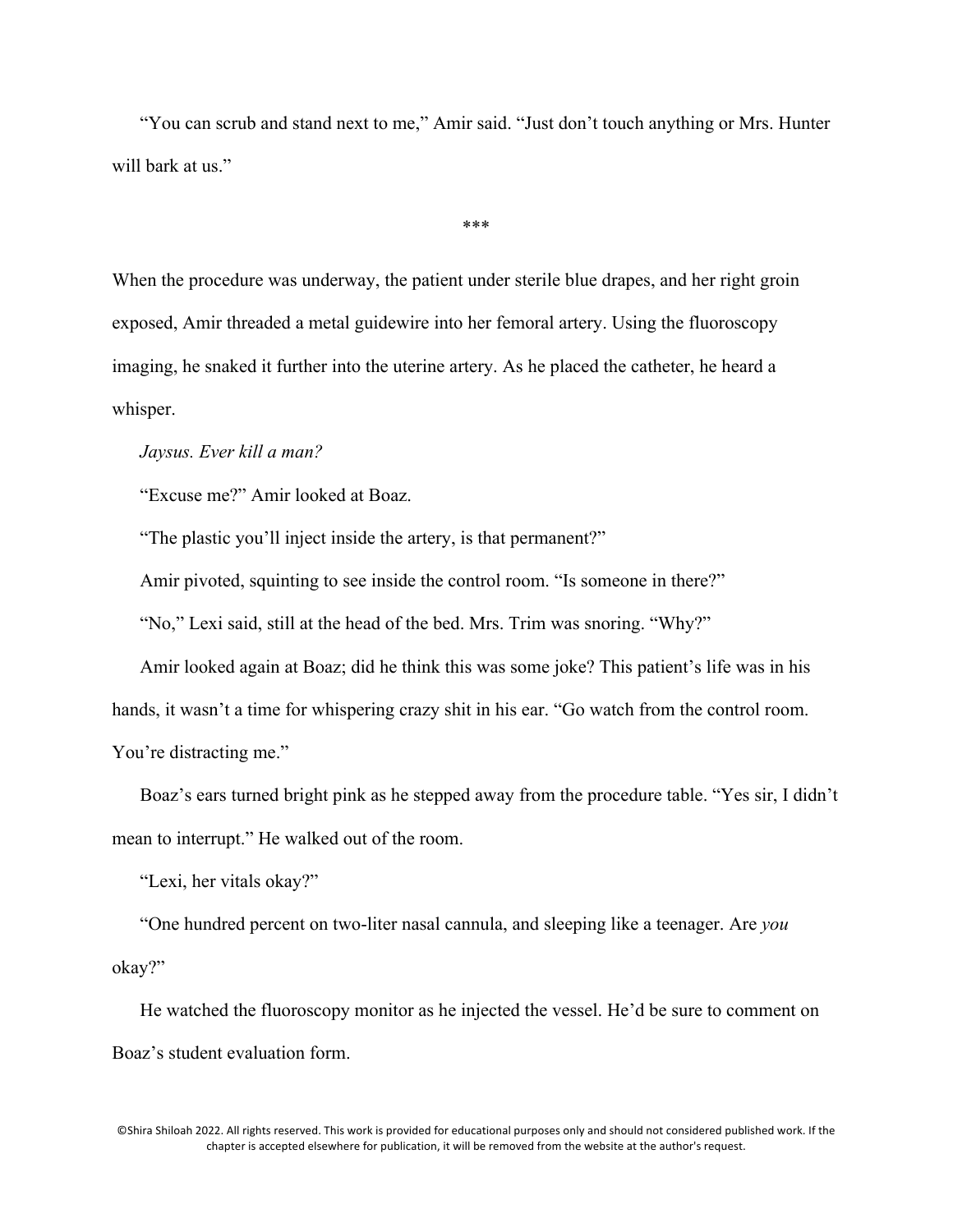"You can scrub and stand next to me," Amir said. "Just don't touch anything or Mrs. Hunter will bark at us."

\*\*\*

When the procedure was underway, the patient under sterile blue drapes, and her right groin exposed, Amir threaded a metal guidewire into her femoral artery. Using the fluoroscopy imaging, he snaked it further into the uterine artery. As he placed the catheter, he heard a whisper.

*Jaysus. Ever kill a man?*

"Excuse me?" Amir looked at Boaz.

"The plastic you'll inject inside the artery, is that permanent?"

Amir pivoted, squinting to see inside the control room. "Is someone in there?"

"No," Lexi said, still at the head of the bed. Mrs. Trim was snoring. "Why?"

Amir looked again at Boaz; did he think this was some joke? This patient's life was in his hands, it wasn't a time for whispering crazy shit in his ear. "Go watch from the control room. You're distracting me."

Boaz's ears turned bright pink as he stepped away from the procedure table. "Yes sir, I didn't mean to interrupt." He walked out of the room.

"Lexi, her vitals okay?"

"One hundred percent on two-liter nasal cannula, and sleeping like a teenager. Are *you* okay?"

He watched the fluoroscopy monitor as he injected the vessel. He'd be sure to comment on Boaz's student evaluation form.

©Shira Shiloah 2022. All rights reserved. This work is provided for educational purposes only and should not considered published work. If the chapter is accepted elsewhere for publication, it will be removed from the website at the author's request.